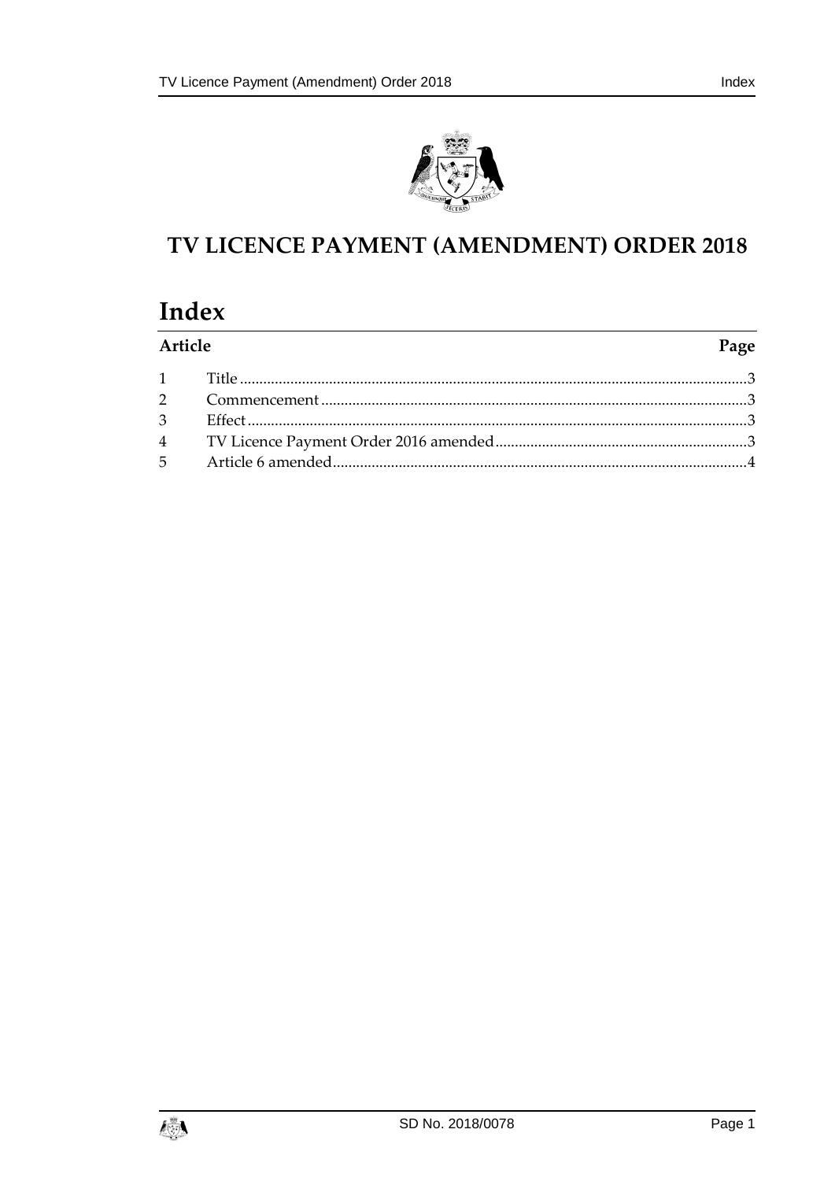# TV LICENCE PAYMENT (AMENDMENT) ORDER 2018

## Index

| Article | | Page |
|---|---|---|
| 1 | Title | 3 |
| 2 | Commencement | 3 |
| 3 | Effect | 3 |
| 4 | TV Licence Payment Order 2016 amended | 3 |
| 5 | Article 6 amended | 4 |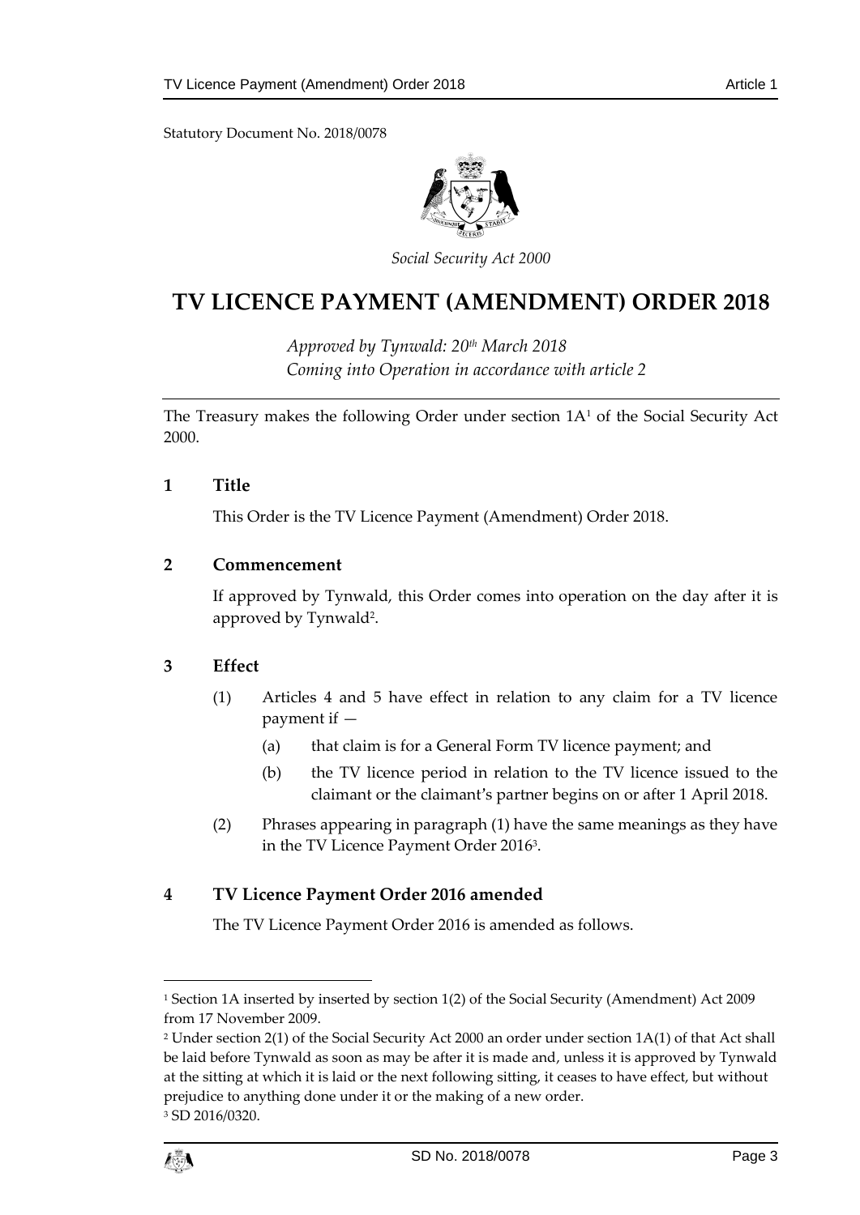Statutory Document No. 2018/0078

*Social Security Act 2000*

# TV LICENCE PAYMENT (AMENDMENT) ORDER 2018

*Approved by Tynwald: 20th March 2018*
*Coming into Operation in accordance with article 2*

The Treasury makes the following Order under section 1A[1] of the Social Security Act 2000.

## 1 Title

This Order is the TV Licence Payment (Amendment) Order 2018.

## 2 Commencement

If approved by Tynwald, this Order comes into operation on the day after it is approved by Tynwald[2].

## 3 Effect

(1) Articles 4 and 5 have effect in relation to any claim for a TV licence payment if —

(a) that claim is for a General Form TV licence payment; and

(b) the TV licence period in relation to the TV licence issued to the claimant or the claimant's partner begins on or after 1 April 2018.

(2) Phrases appearing in paragraph (1) have the same meanings as they have in the TV Licence Payment Order 2016[3].

## 4 TV Licence Payment Order 2016 amended

The TV Licence Payment Order 2016 is amended as follows.

---

[1] Section 1A inserted by inserted by section 1(2) of the Social Security (Amendment) Act 2009 from 17 November 2009.

[2] Under section 2(1) of the Social Security Act 2000 an order under section 1A(1) of that Act shall be laid before Tynwald as soon as may be after it is made and, unless it is approved by Tynwald at the sitting at which it is laid or the next following sitting, it ceases to have effect, but without prejudice to anything done under it or the making of a new order.

[3] SD 2016/0320.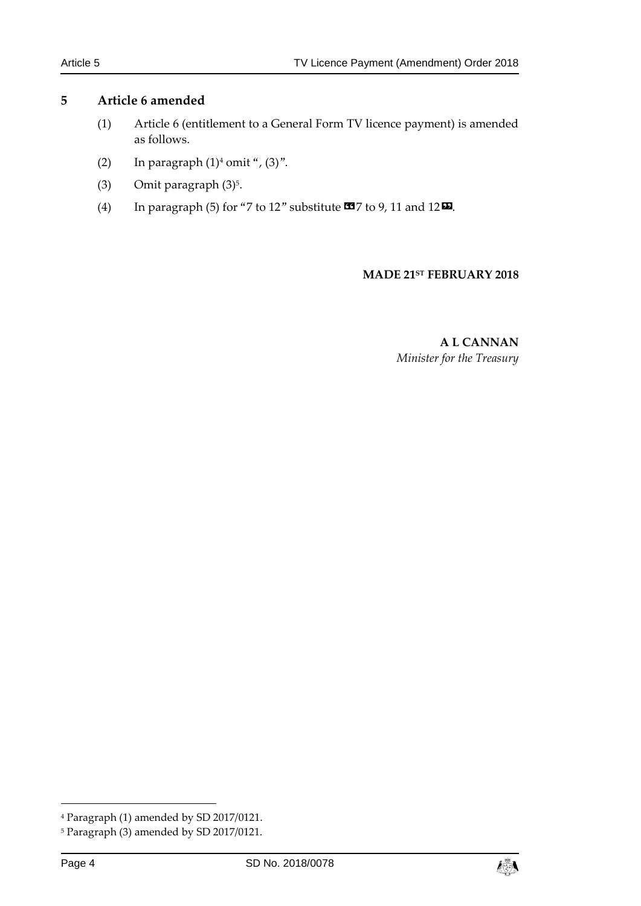## 5 Article 6 amended

(1) Article 6 (entitlement to a General Form TV licence payment) is amended as follows.

(2) In paragraph (1)[4] omit ", (3)".

(3) Omit paragraph (3)[5].

(4) In paragraph (5) for "7 to 12" substitute «7 to 9, 11 and 12».

**MADE 21ST FEBRUARY 2018**

**A L CANNAN**
*Minister for the Treasury*

---

[4] Paragraph (1) amended by SD 2017/0121.

[5] Paragraph (3) amended by SD 2017/0121.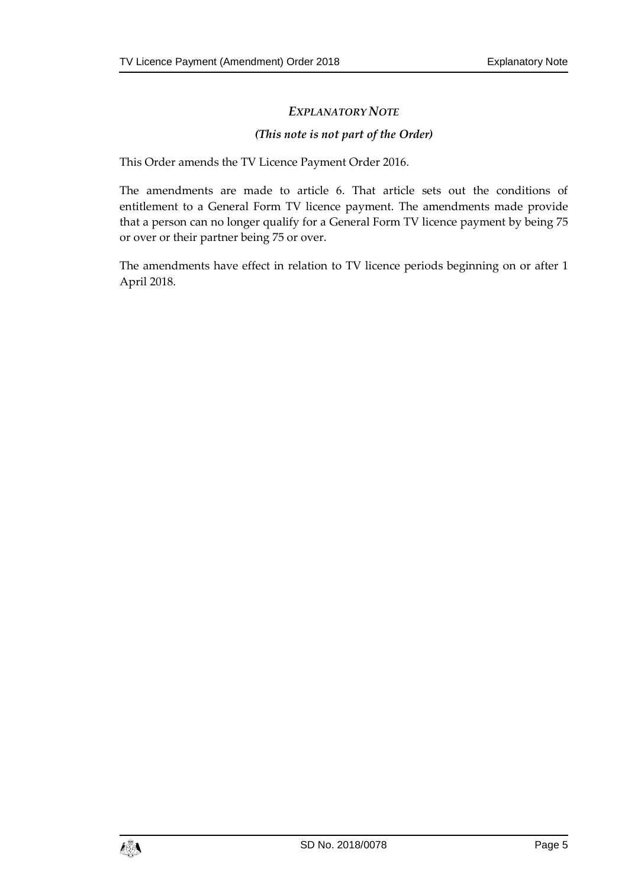## *EXPLANATORY NOTE*

***(This note is not part of the Order)***

This Order amends the TV Licence Payment Order 2016.

The amendments are made to article 6. That article sets out the conditions of entitlement to a General Form TV licence payment. The amendments made provide that a person can no longer qualify for a General Form TV licence payment by being 75 or over or their partner being 75 or over.

The amendments have effect in relation to TV licence periods beginning on or after 1 April 2018.